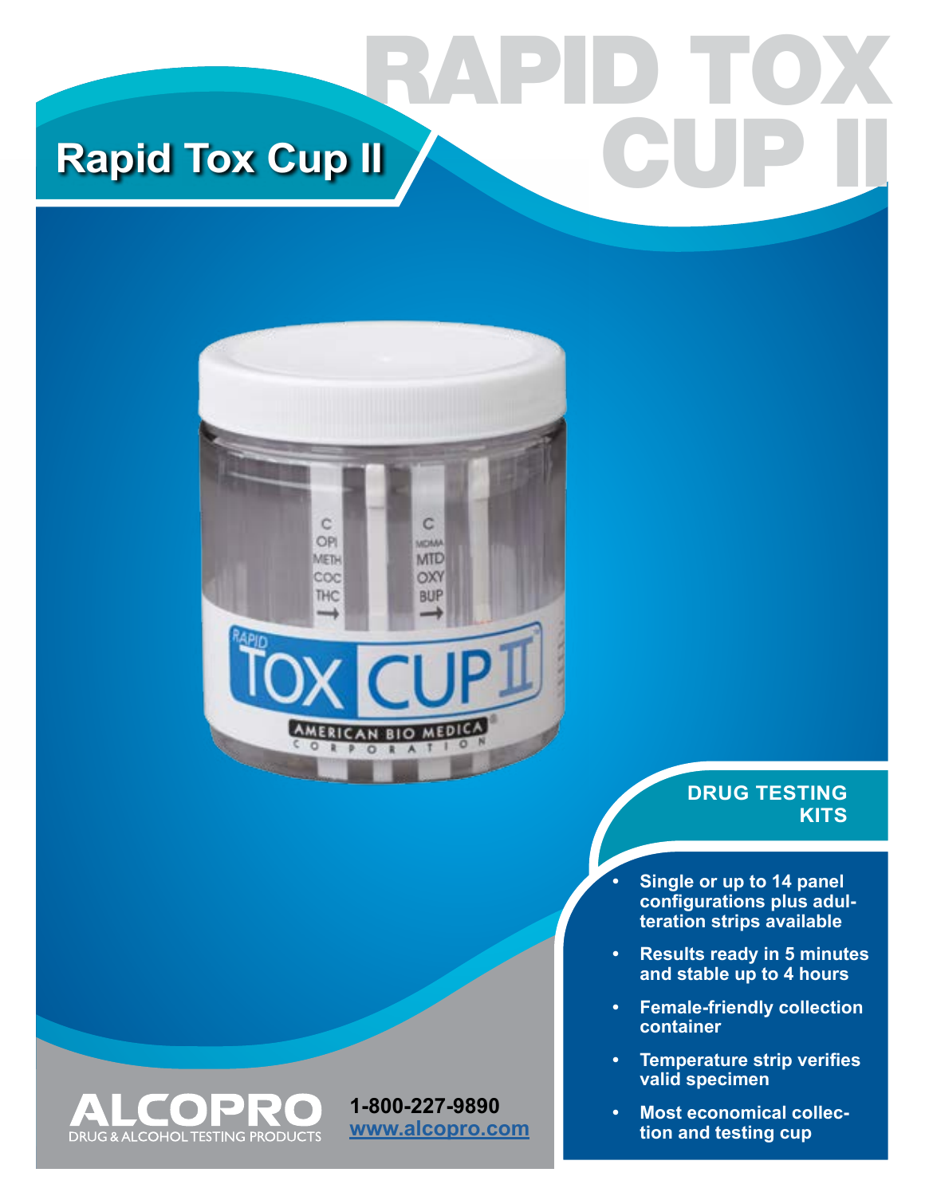# Rapid Tox Cup II

RAPID TOX CUP II

## DRUG TESTING KITS

- Single or up to 14 panel configurations plus adulteration strips available
- Results ready in 5 minutes and stable up to 4 hours
- Female-friendly collection container
- Temperature strip verifies valid specimen
- Most economical collection and testing cup

ALCOPRO
DRUG & ALCOHOL TESTING PRODUCTS

1-800-227-9890
www.alcopro.com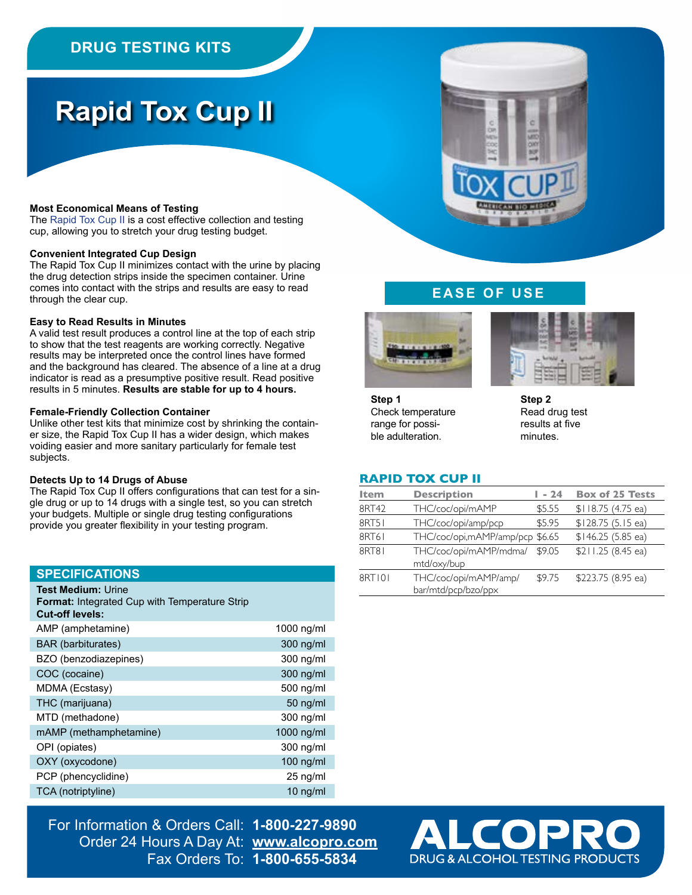DRUG TESTING KITS

# Rapid Tox Cup II

**Most Economical Means of Testing**
The Rapid Tox Cup II is a cost effective collection and testing cup, allowing you to stretch your drug testing budget.

**Convenient Integrated Cup Design**
The Rapid Tox Cup II minimizes contact with the urine by placing the drug detection strips inside the specimen container. Urine comes into contact with the strips and results are easy to read through the clear cup.

**Easy to Read Results in Minutes**
A valid test result produces a control line at the top of each strip to show that the test reagents are working correctly. Negative results may be interpreted once the control lines have formed and the background has cleared. The absence of a line at a drug indicator is read as a presumptive positive result. Read positive results in 5 minutes. **Results are stable for up to 4 hours.**

**Female-Friendly Collection Container**
Unlike other test kits that minimize cost by shrinking the container size, the Rapid Tox Cup II has a wider design, which makes voiding easier and more sanitary particularly for female test subjects.

**Detects Up to 14 Drugs of Abuse**
The Rapid Tox Cup II offers configurations that can test for a single drug or up to 14 drugs with a single test, so you can stretch your budgets. Multiple or single drug testing configurations provide you greater flexibility in your testing program.

## SPECIFICATIONS

**Test Medium:** Urine
**Format:** Integrated Cup with Temperature Strip
**Cut-off levels:**

| | |
|---|---|
| AMP (amphetamine) | 1000 ng/ml |
| BAR (barbiturates) | 300 ng/ml |
| BZO (benzodiazepines) | 300 ng/ml |
| COC (cocaine) | 300 ng/ml |
| MDMA (Ecstasy) | 500 ng/ml |
| THC (marijuana) | 50 ng/ml |
| MTD (methadone) | 300 ng/ml |
| mAMP (methamphetamine) | 1000 ng/ml |
| OPI (opiates) | 300 ng/ml |
| OXY (oxycodone) | 100 ng/ml |
| PCP (phencyclidine) | 25 ng/ml |
| TCA (notriptyline) | 10 ng/ml |

## EASE OF USE

**Step 1**
Check temperature range for possible adulteration.

**Step 2**
Read drug test results at five minutes.

## RAPID TOX CUP II

| Item | Description | 1 - 24 | Box of 25 Tests |
|---|---|---|---|
| 8RT42 | THC/coc/opi/mAMP | $5.55 | $118.75 (4.75 ea) |
| 8RT51 | THC/coc/opi/amp/pcp | $5.95 | $128.75 (5.15 ea) |
| 8RT61 | THC/coc/opi,mAMP/amp/pcp | $6.65 | $146.25 (5.85 ea) |
| 8RT81 | THC/coc/opi/mAMP/mdma/mtd/oxy/bup | $9.05 | $211.25 (8.45 ea) |
| 8RT101 | THC/coc/opi/mAMP/amp/bar/mtd/pcp/bzo/ppx | $9.75 | $223.75 (8.95 ea) |

For Information & Orders Call: **1-800-227-9890**
Order 24 Hours A Day At: **www.alcopro.com**
Fax Orders To: **1-800-655-5834**

ALCOPRO
DRUG & ALCOHOL TESTING PRODUCTS